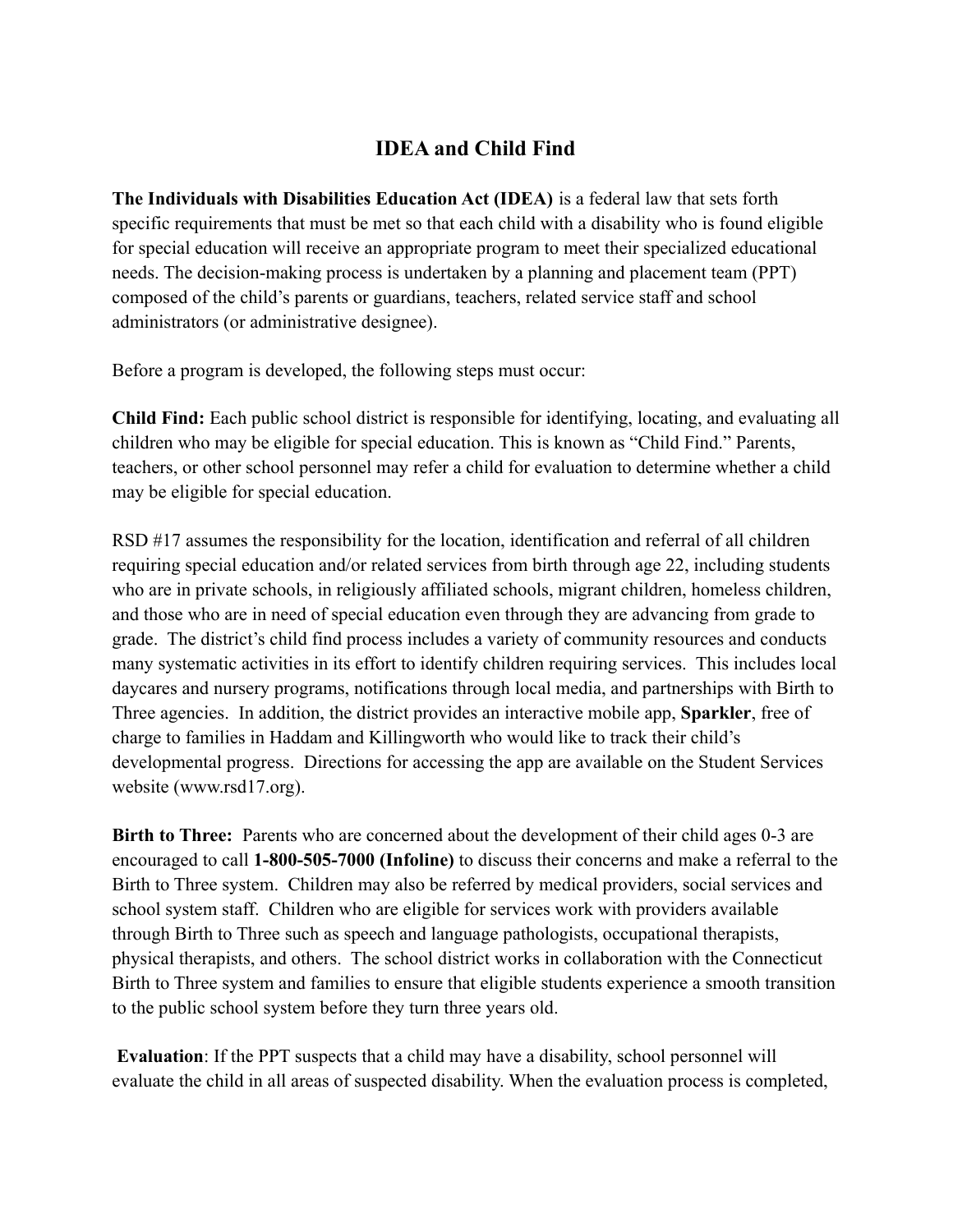# IDEA and Child Find

**The Individuals with Disabilities Education Act (IDEA)** is a federal law that sets forth specific requirements that must be met so that each child with a disability who is found eligible for special education will receive an appropriate program to meet their specialized educational needs. The decision-making process is undertaken by a planning and placement team (PPT) composed of the child's parents or guardians, teachers, related service staff and school administrators (or administrative designee).

Before a program is developed, the following steps must occur:

**Child Find:** Each public school district is responsible for identifying, locating, and evaluating all children who may be eligible for special education. This is known as "Child Find." Parents, teachers, or other school personnel may refer a child for evaluation to determine whether a child may be eligible for special education.

RSD #17 assumes the responsibility for the location, identification and referral of all children requiring special education and/or related services from birth through age 22, including students who are in private schools, in religiously affiliated schools, migrant children, homeless children, and those who are in need of special education even through they are advancing from grade to grade. The district's child find process includes a variety of community resources and conducts many systematic activities in its effort to identify children requiring services. This includes local daycares and nursery programs, notifications through local media, and partnerships with Birth to Three agencies. In addition, the district provides an interactive mobile app, **Sparkler**, free of charge to families in Haddam and Killingworth who would like to track their child's developmental progress. Directions for accessing the app are available on the Student Services website (www.rsd17.org).

**Birth to Three:** Parents who are concerned about the development of their child ages 0-3 are encouraged to call **1-800-505-7000 (Infoline)** to discuss their concerns and make a referral to the Birth to Three system. Children may also be referred by medical providers, social services and school system staff. Children who are eligible for services work with providers available through Birth to Three such as speech and language pathologists, occupational therapists, physical therapists, and others. The school district works in collaboration with the Connecticut Birth to Three system and families to ensure that eligible students experience a smooth transition to the public school system before they turn three years old.

**Evaluation**: If the PPT suspects that a child may have a disability, school personnel will evaluate the child in all areas of suspected disability. When the evaluation process is completed,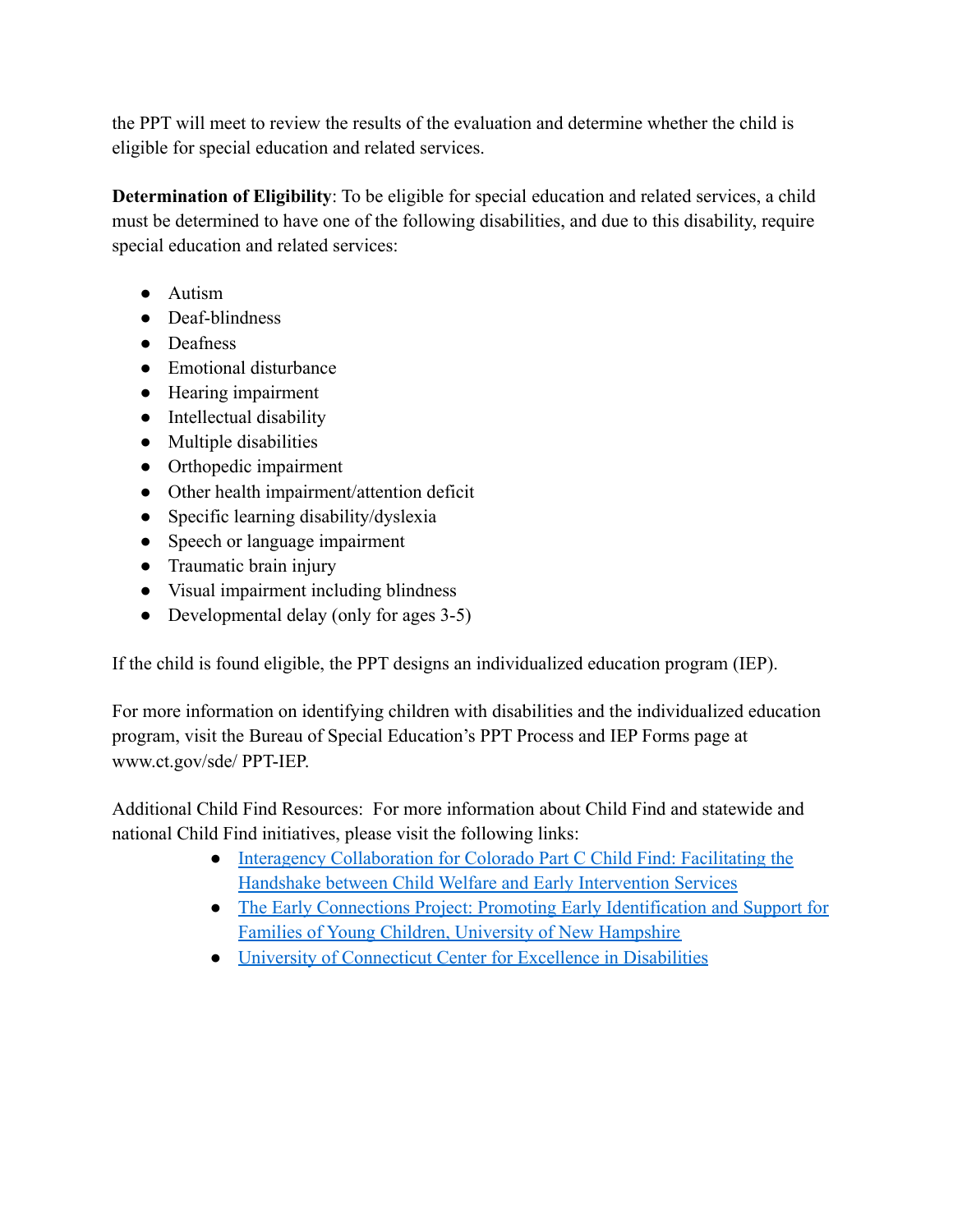the PPT will meet to review the results of the evaluation and determine whether the child is eligible for special education and related services.

**Determination of Eligibility**: To be eligible for special education and related services, a child must be determined to have one of the following disabilities, and due to this disability, require special education and related services:

- Autism
- Deaf-blindness
- Deafness
- Emotional disturbance
- Hearing impairment
- Intellectual disability
- Multiple disabilities
- Orthopedic impairment
- Other health impairment/attention deficit
- Specific learning disability/dyslexia
- Speech or language impairment
- Traumatic brain injury
- Visual impairment including blindness
- Developmental delay (only for ages 3-5)

If the child is found eligible, the PPT designs an individualized education program (IEP).

For more information on identifying children with disabilities and the individualized education program, visit the Bureau of Special Education's PPT Process and IEP Forms page at www.ct.gov/sde/ PPT-IEP.

Additional Child Find Resources: For more information about Child Find and statewide and national Child Find initiatives, please visit the following links:

- Interagency Collaboration for Colorado Part C Child Find: Facilitating the Handshake between Child Welfare and Early Intervention Services
- The Early Connections Project: Promoting Early Identification and Support for Families of Young Children, University of New Hampshire
- University of Connecticut Center for Excellence in Disabilities